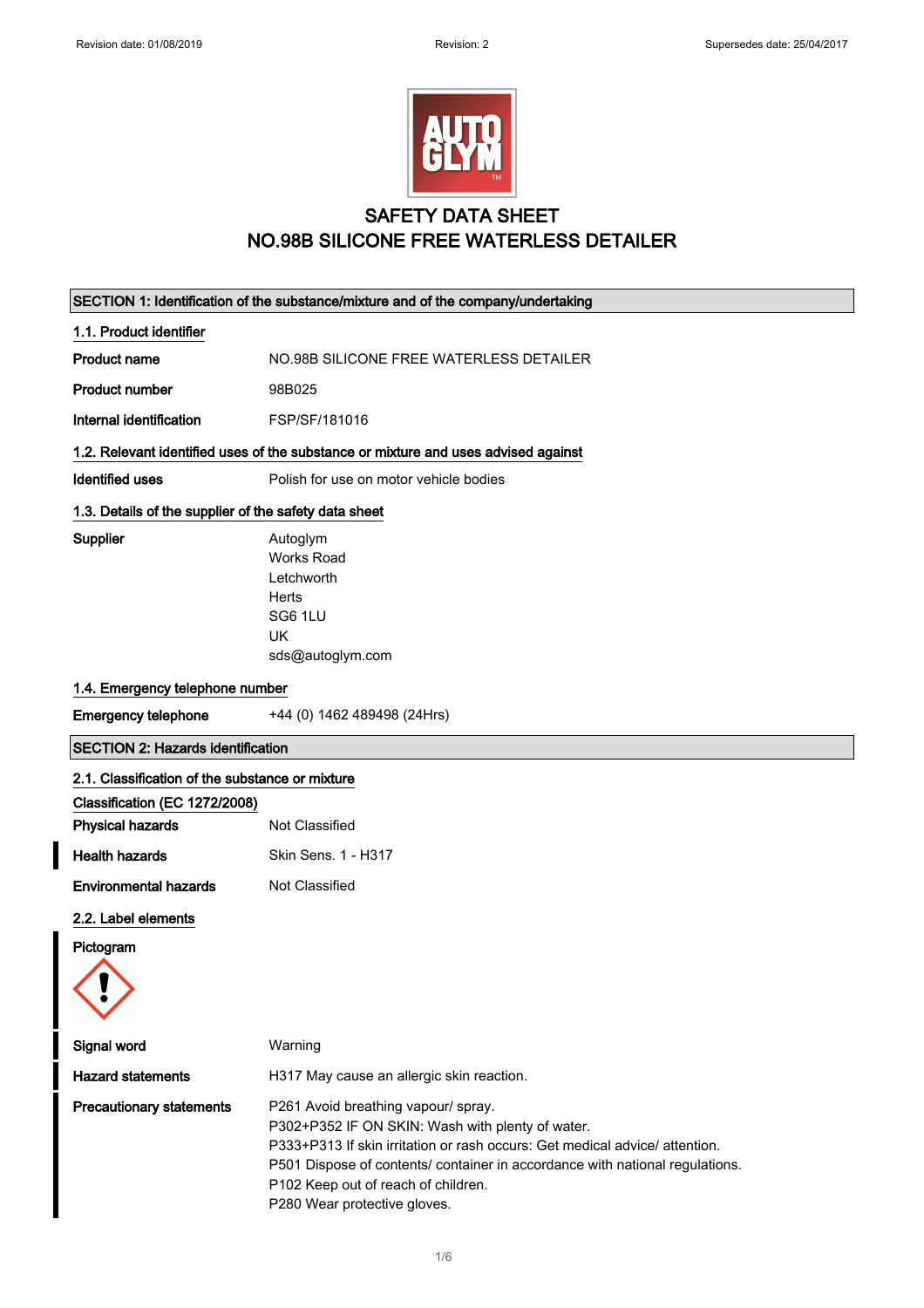# SAFETY DATA SHEET
# NO.98B SILICONE FREE WATERLESS DETAILER

## SECTION 1: Identification of the substance/mixture and of the company/undertaking

### 1.1. Product identifier

| | |
|---|---|
| **Product name** | NO.98B SILICONE FREE WATERLESS DETAILER |
| **Product number** | 98B025 |
| **Internal identification** | FSP/SF/181016 |

### 1.2. Relevant identified uses of the substance or mixture and uses advised against

| | |
|---|---|
| **Identified uses** | Polish for use on motor vehicle bodies |

### 1.3. Details of the supplier of the safety data sheet

**Supplier**

Autoglym
Works Road
Letchworth
Herts
SG6 1LU
UK
sds@autoglym.com

### 1.4. Emergency telephone number

| | |
|---|---|
| **Emergency telephone** | +44 (0) 1462 489498 (24Hrs) |

## SECTION 2: Hazards identification

### 2.1. Classification of the substance or mixture

**Classification (EC 1272/2008)**

| | |
|---|---|
| **Physical hazards** | Not Classified |
| **Health hazards** | Skin Sens. 1 - H317 |
| **Environmental hazards** | Not Classified |

### 2.2. Label elements

**Pictogram**

| | |
|---|---|
| **Signal word** | Warning |
| **Hazard statements** | H317 May cause an allergic skin reaction. |

**Precautionary statements**

P261 Avoid breathing vapour/ spray.
P302+P352 IF ON SKIN: Wash with plenty of water.
P333+P313 If skin irritation or rash occurs: Get medical advice/ attention.
P501 Dispose of contents/ container in accordance with national regulations.
P102 Keep out of reach of children.
P280 Wear protective gloves.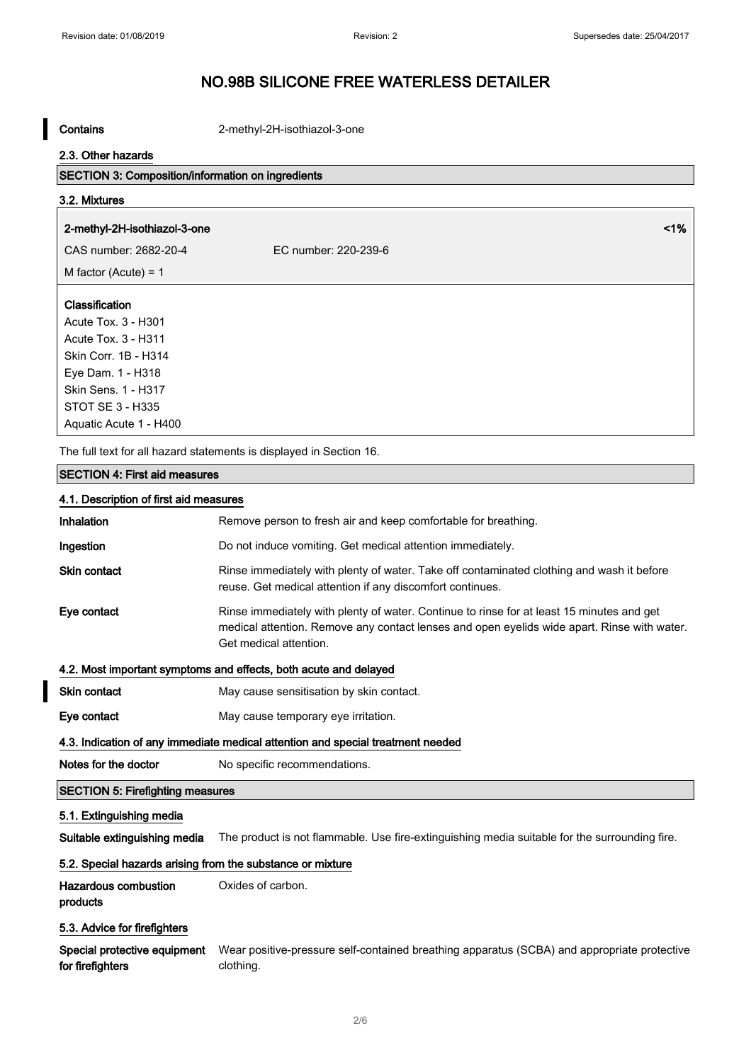# NO.98B SILICONE FREE WATERLESS DETAILER

**Contains** 2-methyl-2H-isothiazol-3-one

### 2.3. Other hazards

## SECTION 3: Composition/information on ingredients

### 3.2. Mixtures

**2-methyl-2H-isothiazol-3-one** <1%

CAS number: 2682-20-4 EC number: 220-239-6

M factor (Acute) = 1

**Classification**
Acute Tox. 3 - H301
Acute Tox. 3 - H311
Skin Corr. 1B - H314
Eye Dam. 1 - H318
Skin Sens. 1 - H317
STOT SE 3 - H335
Aquatic Acute 1 - H400

The full text for all hazard statements is displayed in Section 16.

## SECTION 4: First aid measures

### 4.1. Description of first aid measures

**Inhalation** Remove person to fresh air and keep comfortable for breathing.

**Ingestion** Do not induce vomiting. Get medical attention immediately.

**Skin contact** Rinse immediately with plenty of water. Take off contaminated clothing and wash it before reuse. Get medical attention if any discomfort continues.

**Eye contact** Rinse immediately with plenty of water. Continue to rinse for at least 15 minutes and get medical attention. Remove any contact lenses and open eyelids wide apart. Rinse with water. Get medical attention.

### 4.2. Most important symptoms and effects, both acute and delayed

**Skin contact** May cause sensitisation by skin contact.

**Eye contact** May cause temporary eye irritation.

### 4.3. Indication of any immediate medical attention and special treatment needed

**Notes for the doctor** No specific recommendations.

## SECTION 5: Firefighting measures

### 5.1. Extinguishing media

**Suitable extinguishing media** The product is not flammable. Use fire-extinguishing media suitable for the surrounding fire.

### 5.2. Special hazards arising from the substance or mixture

**Hazardous combustion products** Oxides of carbon.

### 5.3. Advice for firefighters

**Special protective equipment for firefighters** Wear positive-pressure self-contained breathing apparatus (SCBA) and appropriate protective clothing.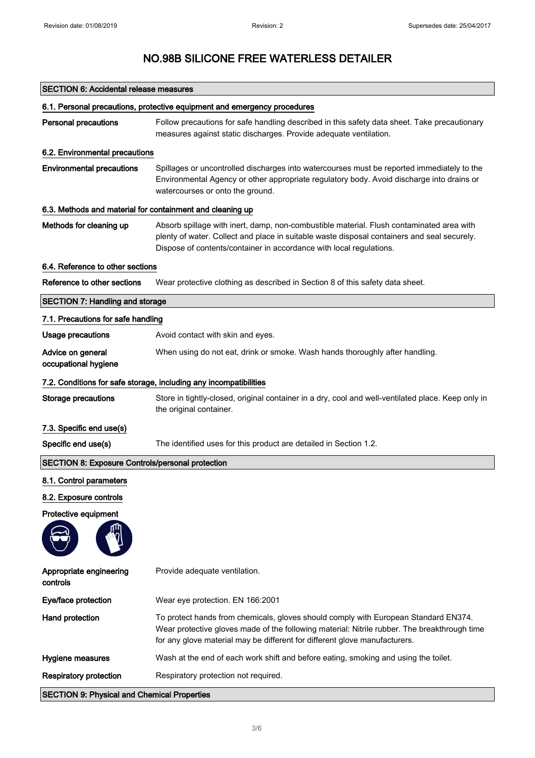# NO.98B SILICONE FREE WATERLESS DETAILER

## SECTION 6: Accidental release measures

### 6.1. Personal precautions, protective equipment and emergency procedures

**Personal precautions** Follow precautions for safe handling described in this safety data sheet. Take precautionary measures against static discharges. Provide adequate ventilation.

### 6.2. Environmental precautions

**Environmental precautions** Spillages or uncontrolled discharges into watercourses must be reported immediately to the Environmental Agency or other appropriate regulatory body. Avoid discharge into drains or watercourses or onto the ground.

### 6.3. Methods and material for containment and cleaning up

**Methods for cleaning up** Absorb spillage with inert, damp, non-combustible material. Flush contaminated area with plenty of water. Collect and place in suitable waste disposal containers and seal securely. Dispose of contents/container in accordance with local regulations.

### 6.4. Reference to other sections

**Reference to other sections** Wear protective clothing as described in Section 8 of this safety data sheet.

## SECTION 7: Handling and storage

### 7.1. Precautions for safe handling

**Usage precautions** Avoid contact with skin and eyes.

**Advice on general occupational hygiene** When using do not eat, drink or smoke. Wash hands thoroughly after handling.

### 7.2. Conditions for safe storage, including any incompatibilities

**Storage precautions** Store in tightly-closed, original container in a dry, cool and well-ventilated place. Keep only in the original container.

### 7.3. Specific end use(s)

**Specific end use(s)** The identified uses for this product are detailed in Section 1.2.

## SECTION 8: Exposure Controls/personal protection

### 8.1. Control parameters

### 8.2. Exposure controls

**Protective equipment**

**Appropriate engineering controls** Provide adequate ventilation.

**Eye/face protection** Wear eye protection. EN 166:2001

**Hand protection** To protect hands from chemicals, gloves should comply with European Standard EN374. Wear protective gloves made of the following material: Nitrile rubber. The breakthrough time for any glove material may be different for different glove manufacturers.

**Hygiene measures** Wash at the end of each work shift and before eating, smoking and using the toilet.

**Respiratory protection** Respiratory protection not required.

## SECTION 9: Physical and Chemical Properties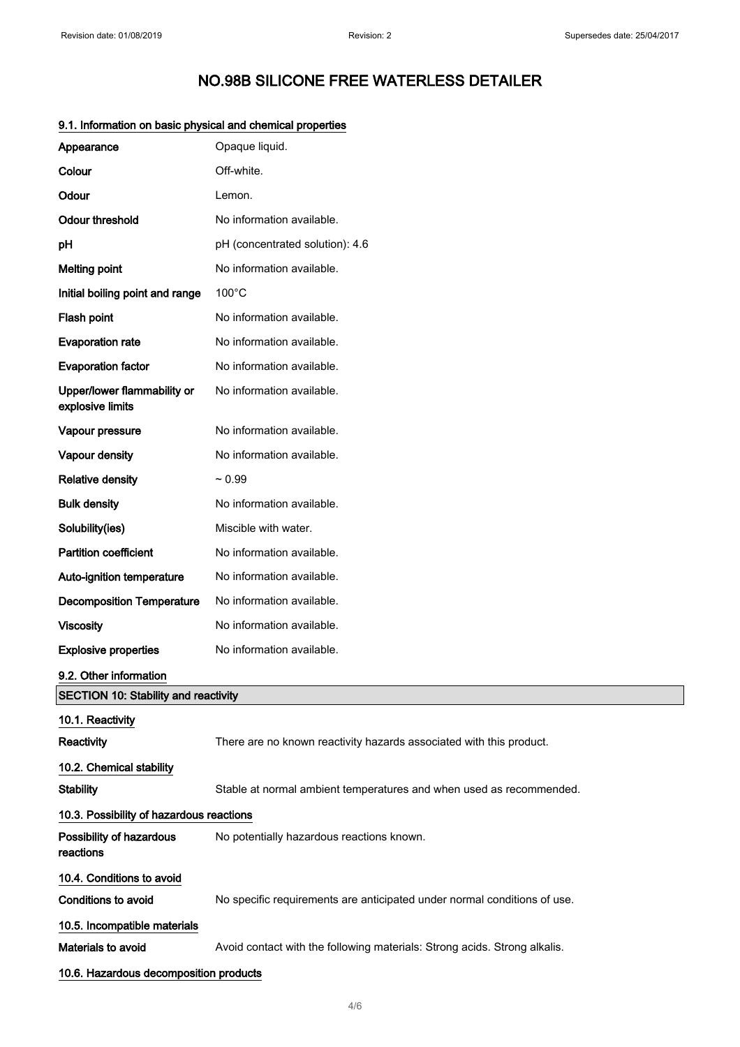# NO.98B SILICONE FREE WATERLESS DETAILER

### 9.1. Information on basic physical and chemical properties

| | |
|---|---|
| **Appearance** | Opaque liquid. |
| **Colour** | Off-white. |
| **Odour** | Lemon. |
| **Odour threshold** | No information available. |
| **pH** | pH (concentrated solution): 4.6 |
| **Melting point** | No information available. |
| **Initial boiling point and range** | 100°C |
| **Flash point** | No information available. |
| **Evaporation rate** | No information available. |
| **Evaporation factor** | No information available. |
| **Upper/lower flammability or explosive limits** | No information available. |
| **Vapour pressure** | No information available. |
| **Vapour density** | No information available. |
| **Relative density** | ~ 0.99 |
| **Bulk density** | No information available. |
| **Solubility(ies)** | Miscible with water. |
| **Partition coefficient** | No information available. |
| **Auto-ignition temperature** | No information available. |
| **Decomposition Temperature** | No information available. |
| **Viscosity** | No information available. |
| **Explosive properties** | No information available. |

### 9.2. Other information

## SECTION 10: Stability and reactivity

### 10.1. Reactivity

**Reactivity** There are no known reactivity hazards associated with this product.

### 10.2. Chemical stability

**Stability** Stable at normal ambient temperatures and when used as recommended.

### 10.3. Possibility of hazardous reactions

**Possibility of hazardous reactions** No potentially hazardous reactions known.

### 10.4. Conditions to avoid

**Conditions to avoid** No specific requirements are anticipated under normal conditions of use.

### 10.5. Incompatible materials

**Materials to avoid** Avoid contact with the following materials: Strong acids. Strong alkalis.

### 10.6. Hazardous decomposition products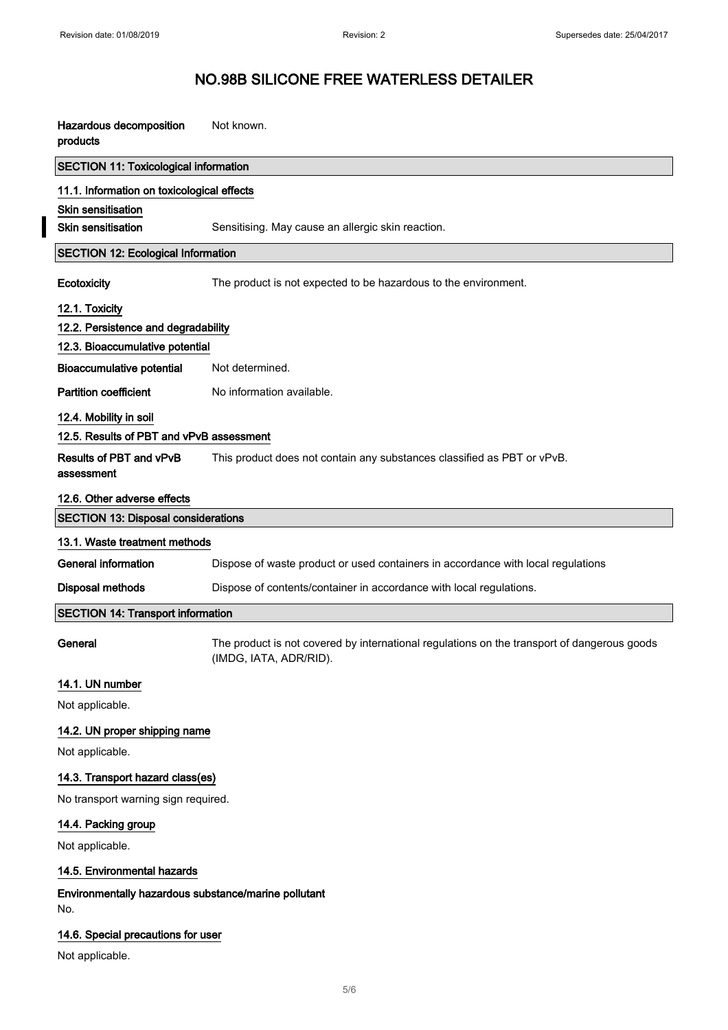# NO.98B SILICONE FREE WATERLESS DETAILER

**Hazardous decomposition products** Not known.

## SECTION 11: Toxicological information

### 11.1. Information on toxicological effects

**Skin sensitisation**

**Skin sensitisation** Sensitising. May cause an allergic skin reaction.

## SECTION 12: Ecological Information

**Ecotoxicity** The product is not expected to be hazardous to the environment.

### 12.1. Toxicity

### 12.2. Persistence and degradability

### 12.3. Bioaccumulative potential

**Bioaccumulative potential** Not determined.

**Partition coefficient** No information available.

### 12.4. Mobility in soil

### 12.5. Results of PBT and vPvB assessment

**Results of PBT and vPvB assessment** This product does not contain any substances classified as PBT or vPvB.

### 12.6. Other adverse effects

## SECTION 13: Disposal considerations

### 13.1. Waste treatment methods

**General information** Dispose of waste product or used containers in accordance with local regulations

**Disposal methods** Dispose of contents/container in accordance with local regulations.

## SECTION 14: Transport information

**General** The product is not covered by international regulations on the transport of dangerous goods (IMDG, IATA, ADR/RID).

### 14.1. UN number

Not applicable.

### 14.2. UN proper shipping name

Not applicable.

### 14.3. Transport hazard class(es)

No transport warning sign required.

### 14.4. Packing group

Not applicable.

### 14.5. Environmental hazards

**Environmentally hazardous substance/marine pollutant**

No.

### 14.6. Special precautions for user

Not applicable.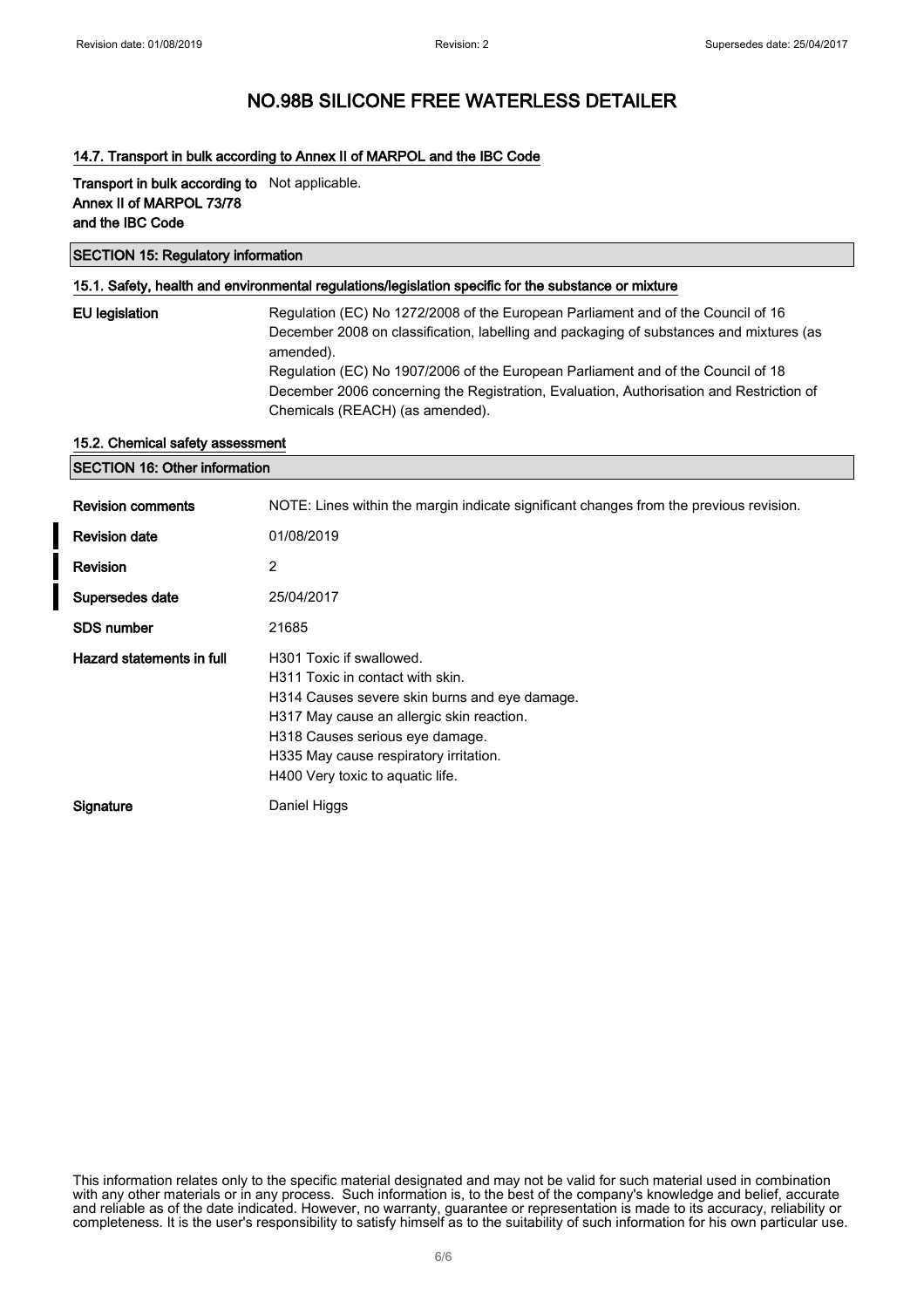# NO.98B SILICONE FREE WATERLESS DETAILER

### 14.7. Transport in bulk according to Annex II of MARPOL and the IBC Code

| | |
|---|---|
| **Transport in bulk according to Annex II of MARPOL 73/78 and the IBC Code** | Not applicable. |

## SECTION 15: Regulatory information

### 15.1. Safety, health and environmental regulations/legislation specific for the substance or mixture

| | |
|---|---|
| **EU legislation** | Regulation (EC) No 1272/2008 of the European Parliament and of the Council of 16 December 2008 on classification, labelling and packaging of substances and mixtures (as amended).<br>Regulation (EC) No 1907/2006 of the European Parliament and of the Council of 18 December 2006 concerning the Registration, Evaluation, Authorisation and Restriction of Chemicals (REACH) (as amended). |

### 15.2. Chemical safety assessment

## SECTION 16: Other information

| | |
|---|---|
| **Revision comments** | NOTE: Lines within the margin indicate significant changes from the previous revision. |
| **Revision date** | 01/08/2019 |
| **Revision** | 2 |
| **Supersedes date** | 25/04/2017 |
| **SDS number** | 21685 |
| **Hazard statements in full** | H301 Toxic if swallowed.<br>H311 Toxic in contact with skin.<br>H314 Causes severe skin burns and eye damage.<br>H317 May cause an allergic skin reaction.<br>H318 Causes serious eye damage.<br>H335 May cause respiratory irritation.<br>H400 Very toxic to aquatic life. |
| **Signature** | Daniel Higgs |

This information relates only to the specific material designated and may not be valid for such material used in combination with any other materials or in any process. Such information is, to the best of the company's knowledge and belief, accurate and reliable as of the date indicated. However, no warranty, guarantee or representation is made to its accuracy, reliability or completeness. It is the user's responsibility to satisfy himself as to the suitability of such information for his own particular use.